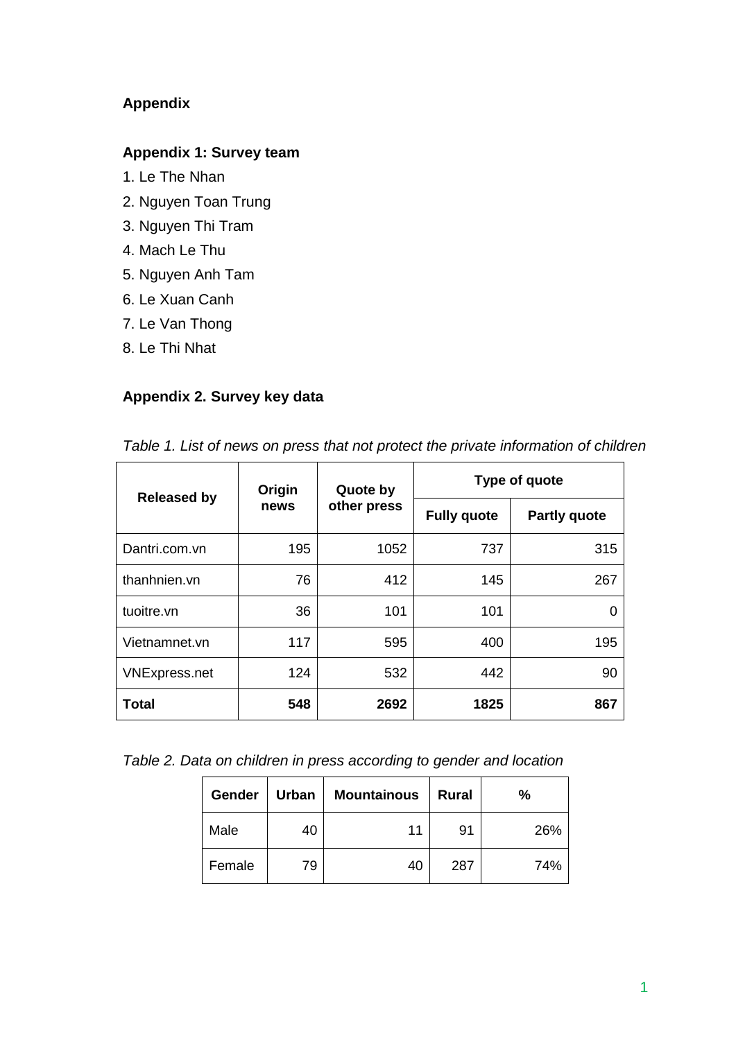# Appendix

## Appendix 1: Survey team

1. Le The Nhan
2. Nguyen Toan Trung
3. Nguyen Thi Tram
4. Mach Le Thu
5. Nguyen Anh Tam
6. Le Xuan Canh
7. Le Van Thong
8. Le Thi Nhat

## Appendix 2. Survey key data

*Table 1. List of news on press that not protect the private information of children*

| Released by | Origin news | Quote by other press | Type of quote | |
|---|---|---|---|---|
| | | | Fully quote | Partly quote |
| Dantri.com.vn | 195 | 1052 | 737 | 315 |
| thanhnien.vn | 76 | 412 | 145 | 267 |
| tuoitre.vn | 36 | 101 | 101 | 0 |
| Vietnamnet.vn | 117 | 595 | 400 | 195 |
| VNExpress.net | 124 | 532 | 442 | 90 |
| **Total** | **548** | **2692** | **1825** | **867** |

*Table 2. Data on children in press according to gender and location*

| Gender | Urban | Mountainous | Rural | % |
|---|---|---|---|---|
| Male | 40 | 11 | 91 | 26% |
| Female | 79 | 40 | 287 | 74% |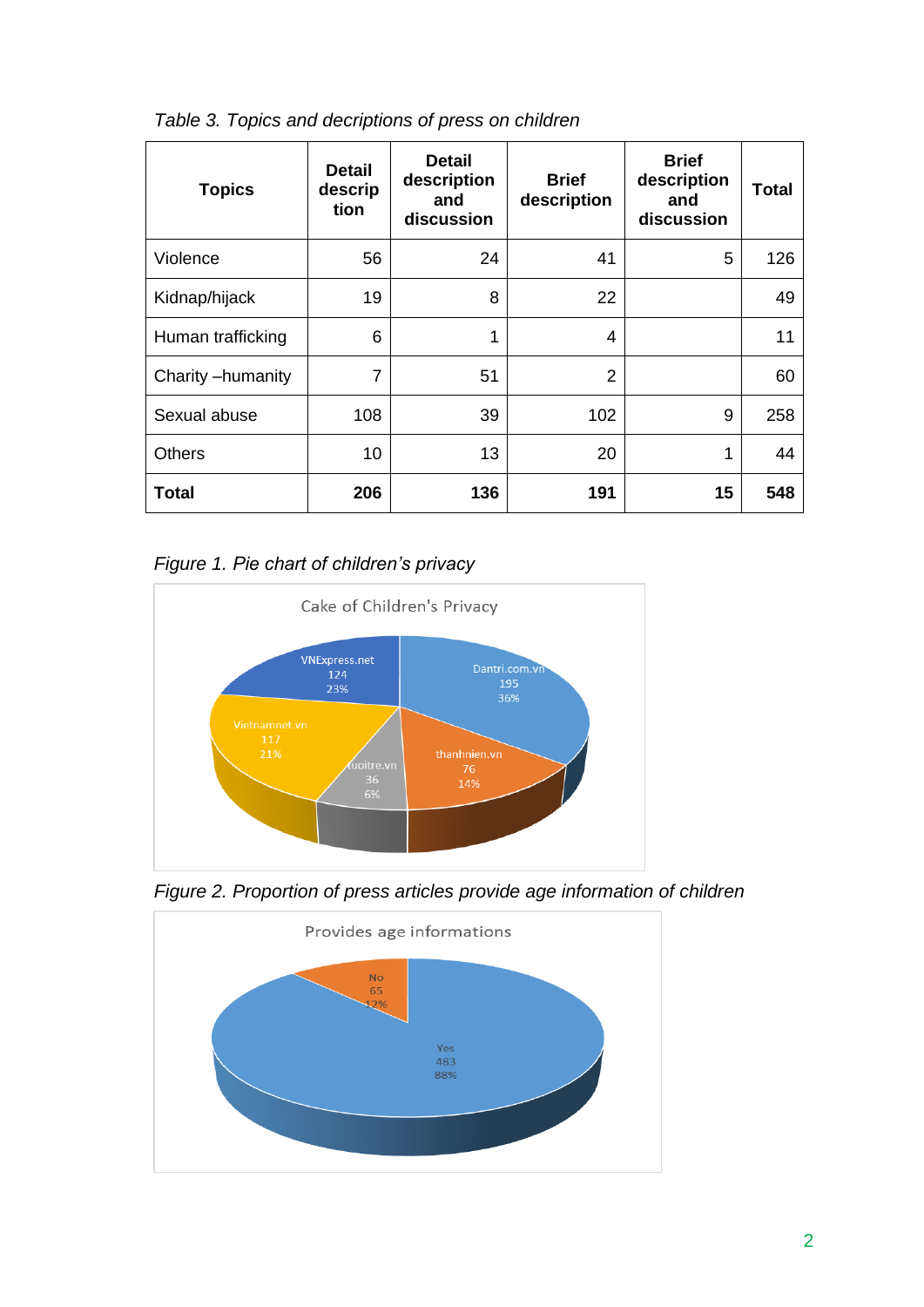*Table 3. Topics and decriptions of press on children*

| Topics | Detail description | Detail description and discussion | Brief description | Brief description and discussion | Total |
|---|---|---|---|---|---|
| Violence | 56 | 24 | 41 | 5 | 126 |
| Kidnap/hijack | 19 | 8 | 22 | | 49 |
| Human trafficking | 6 | 1 | 4 | | 11 |
| Charity –humanity | 7 | 51 | 2 | | 60 |
| Sexual abuse | 108 | 39 | 102 | 9 | 258 |
| Others | 10 | 13 | 20 | 1 | 44 |
| **Total** | **206** | **136** | **191** | **15** | **548** |

*Figure 1. Pie chart of children's privacy*

Cake of Children's Privacy

- Dantri.com.vn: 195 (36%)
- thanhnien.vn: 76 (14%)
- tuoitre.vn: 36 (6%)
- Vietnamnet.vn: 117 (21%)
- VNExpress.net: 124 (23%)

*Figure 2. Proportion of press articles provide age information of children*

Provides age informations

- Yes: 483 (88%)
- No: 65 (12%)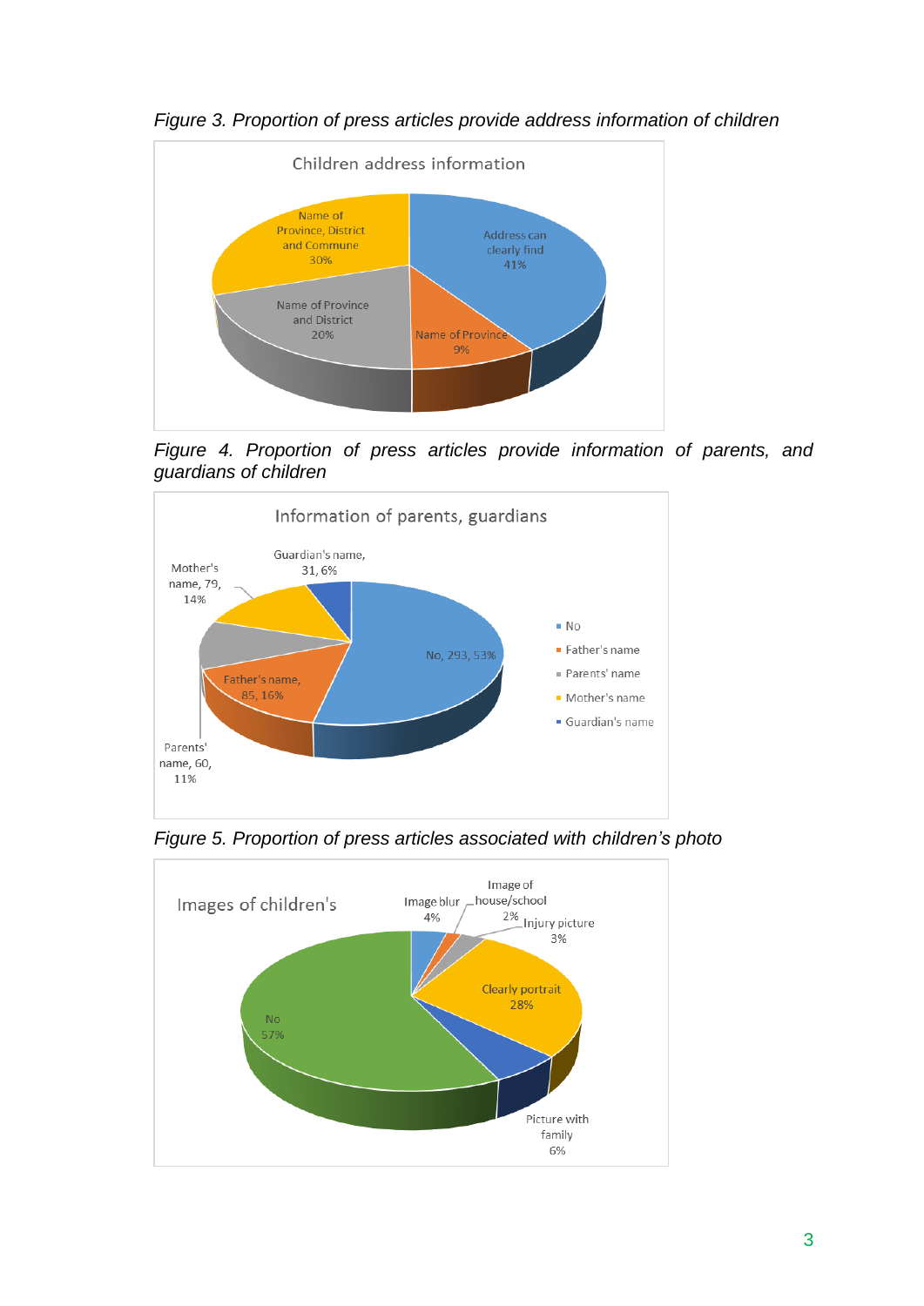*Figure 3. Proportion of press articles provide address information of children*

Children address information

- Address can clearly find 41%
- Name of Province 9%
- Name of Province and District 20%
- Name of Province, District and Commune 30%

*Figure 4. Proportion of press articles provide information of parents, and guardians of children*

Information of parents, guardians

- No, 293, 53%
- Father's name, 85, 16%
- Parents' name, 60, 11%
- Mother's name, 79, 14%
- Guardian's name, 31, 6%

*Figure 5. Proportion of press articles associated with children's photo*

Images of children's

- Image blur 4%
- Image of house/school 2%
- Injury picture 3%
- Clearly portrait 28%
- Picture with family 6%
- No 57%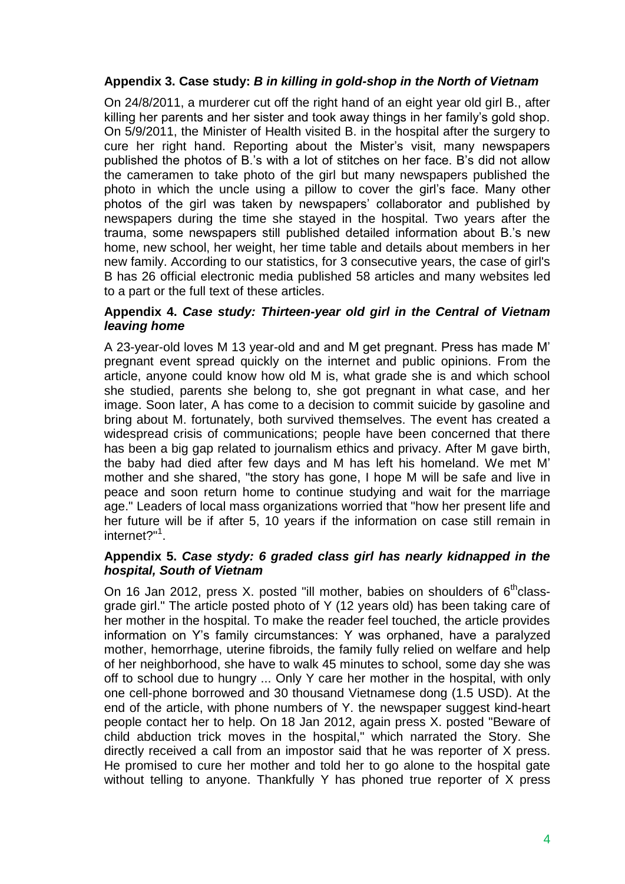### Appendix 3. Case study: *B in killing in gold-shop in the North of Vietnam*

On 24/8/2011, a murderer cut off the right hand of an eight year old girl B., after killing her parents and her sister and took away things in her family's gold shop. On 5/9/2011, the Minister of Health visited B. in the hospital after the surgery to cure her right hand. Reporting about the Mister's visit, many newspapers published the photos of B.'s with a lot of stitches on her face. B's did not allow the cameramen to take photo of the girl but many newspapers published the photo in which the uncle using a pillow to cover the girl's face. Many other photos of the girl was taken by newspapers' collaborator and published by newspapers during the time she stayed in the hospital. Two years after the trauma, some newspapers still published detailed information about B.'s new home, new school, her weight, her time table and details about members in her new family. According to our statistics, for 3 consecutive years, the case of girl's B has 26 official electronic media published 58 articles and many websites led to a part or the full text of these articles.

### Appendix 4. *Case study: Thirteen-year old girl in the Central of Vietnam leaving home*

A 23-year-old loves M 13 year-old and and M get pregnant. Press has made M' pregnant event spread quickly on the internet and public opinions. From the article, anyone could know how old M is, what grade she is and which school she studied, parents she belong to, she got pregnant in what case, and her image. Soon later, A has come to a decision to commit suicide by gasoline and bring about M. fortunately, both survived themselves. The event has created a widespread crisis of communications; people have been concerned that there has been a big gap related to journalism ethics and privacy. After M gave birth, the baby had died after few days and M has left his homeland. We met M' mother and she shared, "the story has gone, I hope M will be safe and live in peace and soon return home to continue studying and wait for the marriage age." Leaders of local mass organizations worried that "how her present life and her future will be if after 5, 10 years if the information on case still remain in internet?"[1].

### Appendix 5. *Case stydy: 6 graded class girl has nearly kidnapped in the hospital, South of Vietnam*

On 16 Jan 2012, press X. posted "ill mother, babies on shoulders of 6th class-grade girl." The article posted photo of Y (12 years old) has been taking care of her mother in the hospital. To make the reader feel touched, the article provides information on Y's family circumstances: Y was orphaned, have a paralyzed mother, hemorrhage, uterine fibroids, the family fully relied on welfare and help of her neighborhood, she have to walk 45 minutes to school, some day she was off to school due to hungry ... Only Y care her mother in the hospital, with only one cell-phone borrowed and 30 thousand Vietnamese dong (1.5 USD). At the end of the article, with phone numbers of Y. the newspaper suggest kind-heart people contact her to help. On 18 Jan 2012, again press X. posted "Beware of child abduction trick moves in the hospital," which narrated the Story. She directly received a call from an impostor said that he was reporter of X press. He promised to cure her mother and told her to go alone to the hospital gate without telling to anyone. Thankfully Y has phoned true reporter of X press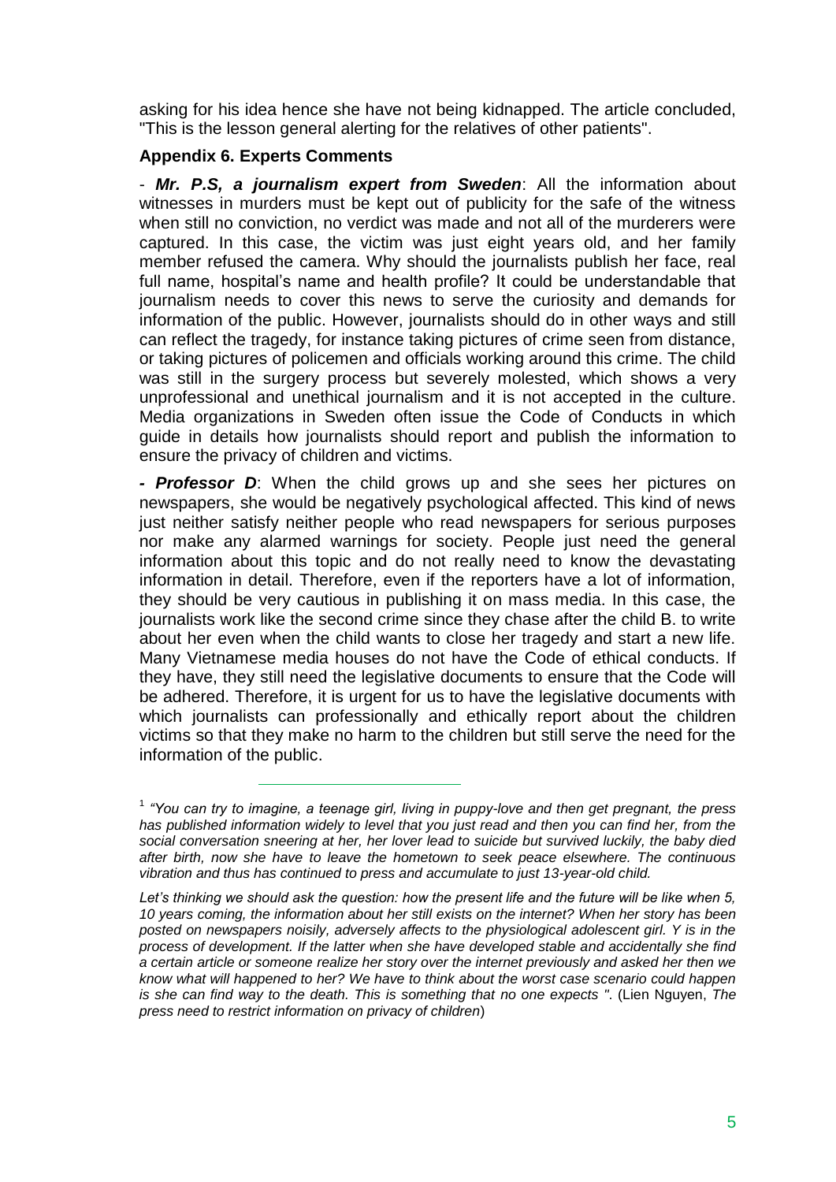asking for his idea hence she have not being kidnapped. The article concluded, "This is the lesson general alerting for the relatives of other patients".

**Appendix 6. Experts Comments**

- ***Mr. P.S, a journalism expert from Sweden***: All the information about witnesses in murders must be kept out of publicity for the safe of the witness when still no conviction, no verdict was made and not all of the murderers were captured. In this case, the victim was just eight years old, and her family member refused the camera. Why should the journalists publish her face, real full name, hospital's name and health profile? It could be understandable that journalism needs to cover this news to serve the curiosity and demands for information of the public. However, journalists should do in other ways and still can reflect the tragedy, for instance taking pictures of crime seen from distance, or taking pictures of policemen and officials working around this crime. The child was still in the surgery process but severely molested, which shows a very unprofessional and unethical journalism and it is not accepted in the culture. Media organizations in Sweden often issue the Code of Conducts in which guide in details how journalists should report and publish the information to ensure the privacy of children and victims.

***- Professor D***: When the child grows up and she sees her pictures on newspapers, she would be negatively psychological affected. This kind of news just neither satisfy neither people who read newspapers for serious purposes nor make any alarmed warnings for society. People just need the general information about this topic and do not really need to know the devastating information in detail. Therefore, even if the reporters have a lot of information, they should be very cautious in publishing it on mass media. In this case, the journalists work like the second crime since they chase after the child B. to write about her even when the child wants to close her tragedy and start a new life. Many Vietnamese media houses do not have the Code of ethical conducts. If they have, they still need the legislative documents to ensure that the Code will be adhered. Therefore, it is urgent for us to have the legislative documents with which journalists can professionally and ethically report about the children victims so that they make no harm to the children but still serve the need for the information of the public.

---

[1] *"You can try to imagine, a teenage girl, living in puppy-love and then get pregnant, the press has published information widely to level that you just read and then you can find her, from the social conversation sneering at her, her lover lead to suicide but survived luckily, the baby died after birth, now she have to leave the hometown to seek peace elsewhere. The continuous vibration and thus has continued to press and accumulate to just 13-year-old child.*

*Let's thinking we should ask the question: how the present life and the future will be like when 5, 10 years coming, the information about her still exists on the internet? When her story has been posted on newspapers noisily, adversely affects to the physiological adolescent girl. Y is in the process of development. If the latter when she have developed stable and accidentally she find a certain article or someone realize her story over the internet previously and asked her then we know what will happened to her? We have to think about the worst case scenario could happen is she can find way to the death. This is something that no one expects ".* (Lien Nguyen, *The press need to restrict information on privacy of children*)